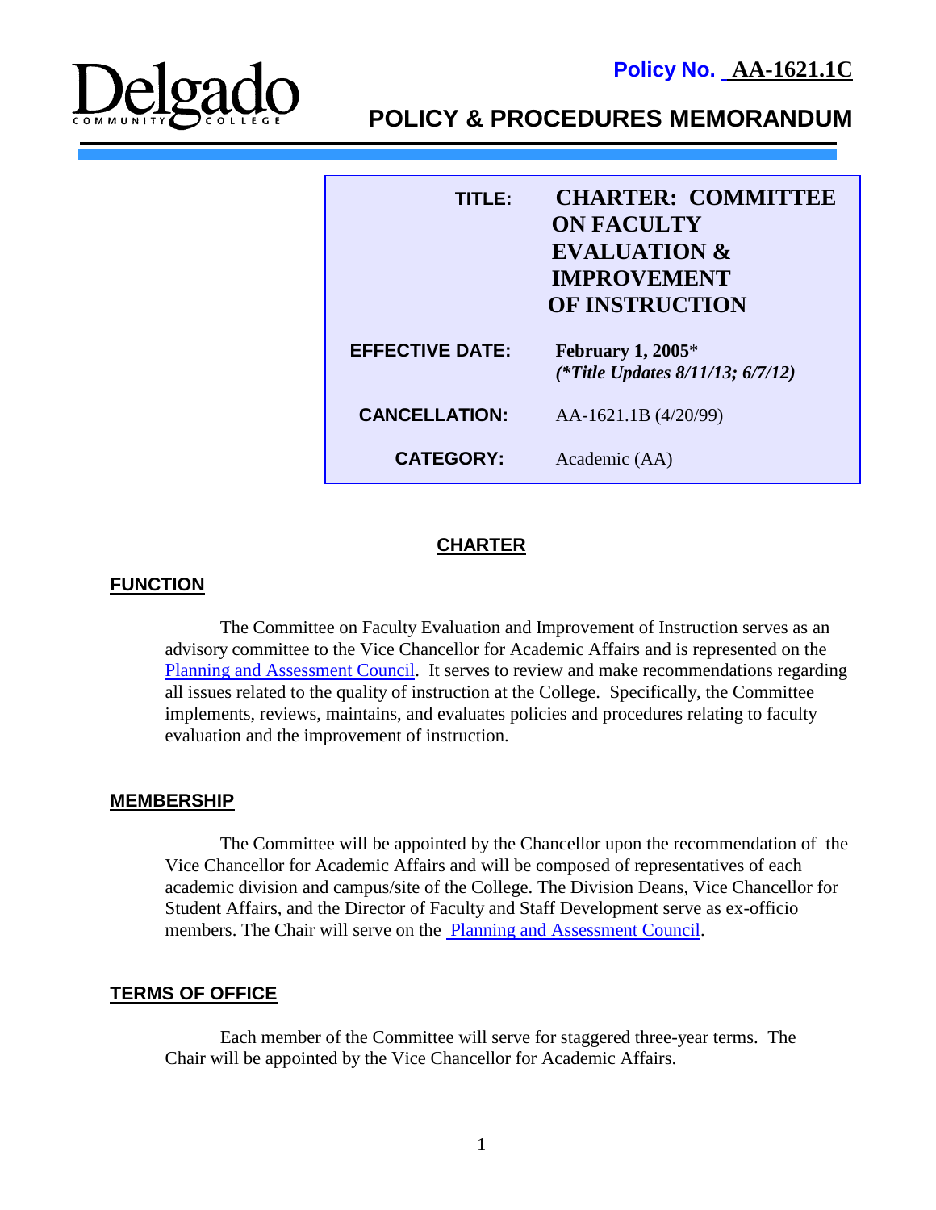**Policy No. AA-1621.1C**

# POLICY & PROCEDURES MEMORANDUM

| | |
|---|---|
| **TITLE:** | **CHARTER: COMMITTEE ON FACULTY EVALUATION & IMPROVEMENT OF INSTRUCTION** |
| **EFFECTIVE DATE:** | **February 1, 2005*** ***(*Title Updates 8/11/13; 6/7/12)*** |
| **CANCELLATION:** | AA-1621.1B (4/20/99) |
| **CATEGORY:** | Academic (AA) |

## CHARTER

### FUNCTION

The Committee on Faculty Evaluation and Improvement of Instruction serves as an advisory committee to the Vice Chancellor for Academic Affairs and is represented on the Planning and Assessment Council. It serves to review and make recommendations regarding all issues related to the quality of instruction at the College. Specifically, the Committee implements, reviews, maintains, and evaluates policies and procedures relating to faculty evaluation and the improvement of instruction.

### MEMBERSHIP

The Committee will be appointed by the Chancellor upon the recommendation of the Vice Chancellor for Academic Affairs and will be composed of representatives of each academic division and campus/site of the College. The Division Deans, Vice Chancellor for Student Affairs, and the Director of Faculty and Staff Development serve as ex-officio members. The Chair will serve on the Planning and Assessment Council.

### TERMS OF OFFICE

Each member of the Committee will serve for staggered three-year terms. The Chair will be appointed by the Vice Chancellor for Academic Affairs.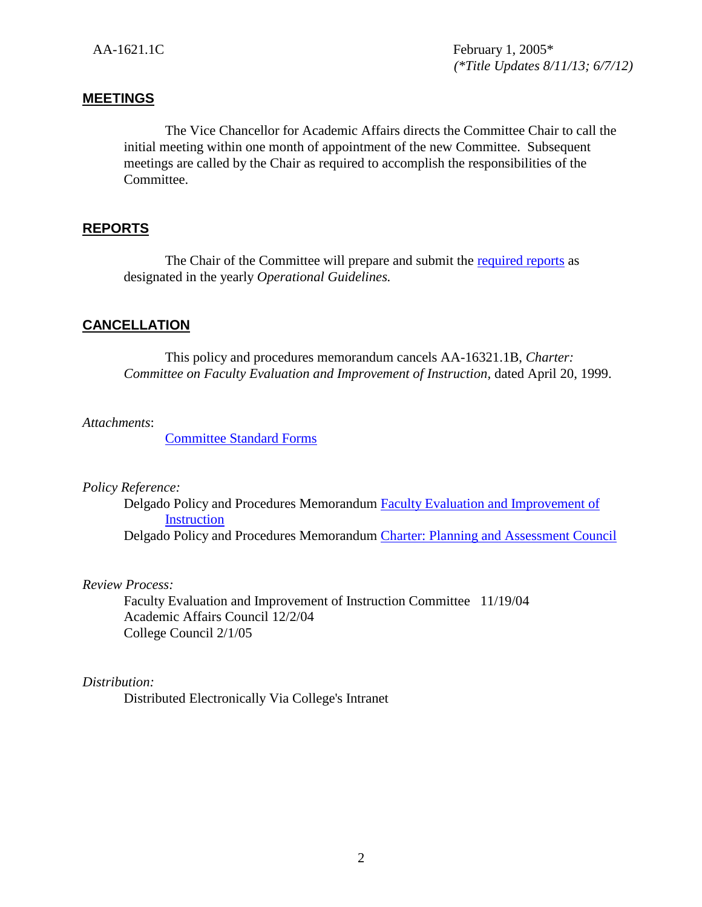AA-1621.1C February 1, 2005*
*(*Title Updates 8/11/13; 6/7/12)*

## MEETINGS

The Vice Chancellor for Academic Affairs directs the Committee Chair to call the initial meeting within one month of appointment of the new Committee. Subsequent meetings are called by the Chair as required to accomplish the responsibilities of the Committee.

## REPORTS

The Chair of the Committee will prepare and submit the required reports as designated in the yearly *Operational Guidelines.*

## CANCELLATION

This policy and procedures memorandum cancels AA-16321.1B, *Charter: Committee on Faculty Evaluation and Improvement of Instruction*, dated April 20, 1999.

*Attachments*:

Committee Standard Forms

*Policy Reference:*

Delgado Policy and Procedures Memorandum Faculty Evaluation and Improvement of Instruction

Delgado Policy and Procedures Memorandum Charter: Planning and Assessment Council

*Review Process:*

Faculty Evaluation and Improvement of Instruction Committee 11/19/04
Academic Affairs Council 12/2/04
College Council 2/1/05

*Distribution:*

Distributed Electronically Via College's Intranet